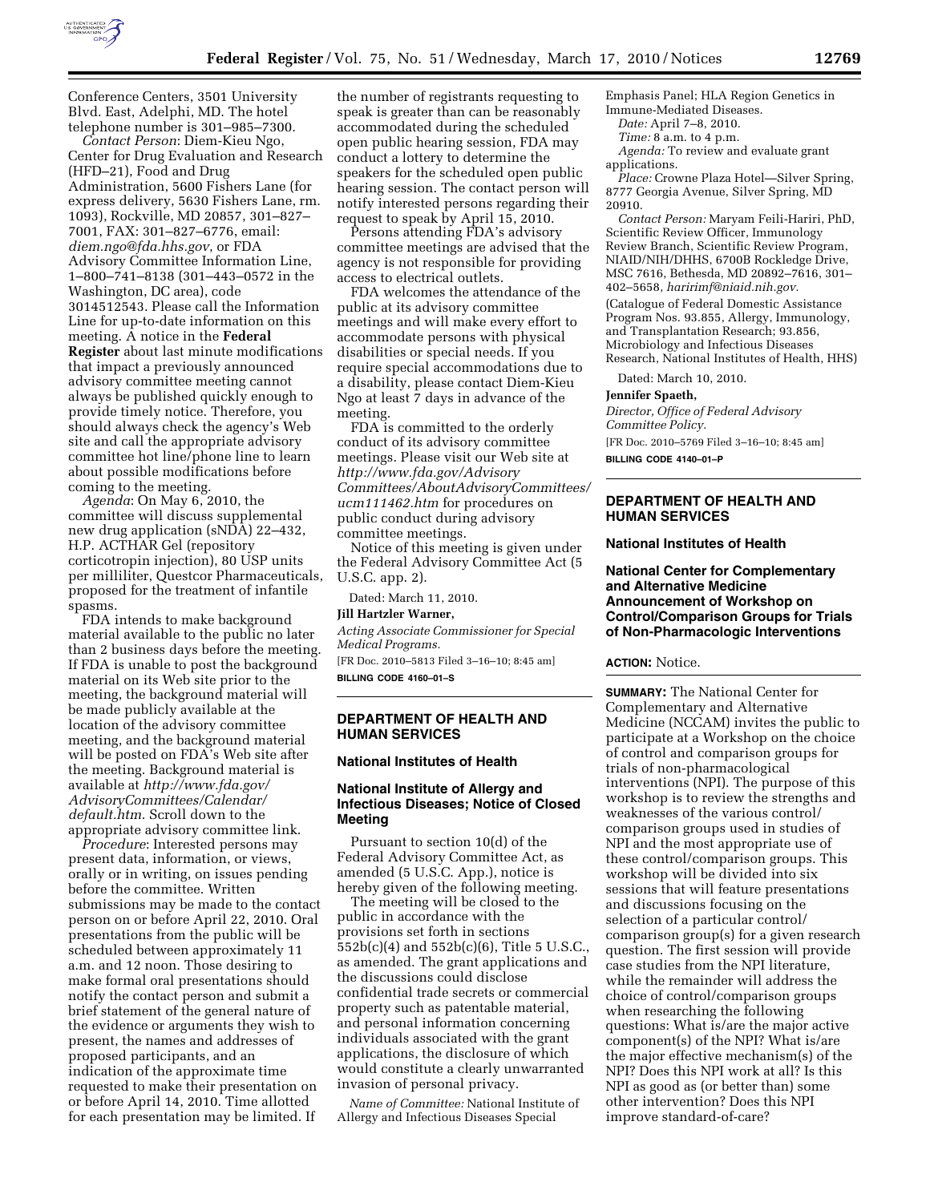Conference Centers, 3501 University Blvd. East, Adelphi, MD. The hotel telephone number is 301–985–7300.

*Contact Person*: Diem-Kieu Ngo, Center for Drug Evaluation and Research (HFD–21), Food and Drug Administration, 5600 Fishers Lane (for express delivery, 5630 Fishers Lane, rm. 1093), Rockville, MD 20857, 301–827–7001, FAX: 301–827–6776, email: *diem.ngo@fda.hhs.gov*, or FDA Advisory Committee Information Line, 1–800–741–8138 (301–443–0572 in the Washington, DC area), code 3014512543. Please call the Information Line for up-to-date information on this meeting. A notice in the **Federal Register** about last minute modifications that impact a previously announced advisory committee meeting cannot always be published quickly enough to provide timely notice. Therefore, you should always check the agency's Web site and call the appropriate advisory committee hot line/phone line to learn about possible modifications before coming to the meeting.

*Agenda*: On May 6, 2010, the committee will discuss supplemental new drug application (sNDA) 22–432, H.P. ACTHAR Gel (repository corticotropin injection), 80 USP units per milliliter, Questcor Pharmaceuticals, proposed for the treatment of infantile spasms.

FDA intends to make background material available to the public no later than 2 business days before the meeting. If FDA is unable to post the background material on its Web site prior to the meeting, the background material will be made publicly available at the location of the advisory committee meeting, and the background material will be posted on FDA's Web site after the meeting. Background material is available at *http://www.fda.gov/AdvisoryCommittees/Calendar/default.htm*. Scroll down to the appropriate advisory committee link.

*Procedure*: Interested persons may present data, information, or views, orally or in writing, on issues pending before the committee. Written submissions may be made to the contact person on or before April 22, 2010. Oral presentations from the public will be scheduled between approximately 11 a.m. and 12 noon. Those desiring to make formal oral presentations should notify the contact person and submit a brief statement of the general nature of the evidence or arguments they wish to present, the names and addresses of proposed participants, and an indication of the approximate time requested to make their presentation on or before April 14, 2010. Time allotted for each presentation may be limited. If the number of registrants requesting to speak is greater than can be reasonably accommodated during the scheduled open public hearing session, FDA may conduct a lottery to determine the speakers for the scheduled open public hearing session. The contact person will notify interested persons regarding their request to speak by April 15, 2010.

Persons attending FDA's advisory committee meetings are advised that the agency is not responsible for providing access to electrical outlets.

FDA welcomes the attendance of the public at its advisory committee meetings and will make every effort to accommodate persons with physical disabilities or special needs. If you require special accommodations due to a disability, please contact Diem-Kieu Ngo at least 7 days in advance of the meeting.

FDA is committed to the orderly conduct of its advisory committee meetings. Please visit our Web site at *http://www.fda.gov/AdvisoryCommittees/AboutAdvisoryCommittees/ucm111462.htm* for procedures on public conduct during advisory committee meetings.

Notice of this meeting is given under the Federal Advisory Committee Act (5 U.S.C. app. 2).

Dated: March 11, 2010.

**Jill Hartzler Warner,**

*Acting Associate Commissioner for Special Medical Programs.*

[FR Doc. 2010–5813 Filed 3–16–10; 8:45 am]

**BILLING CODE 4160–01–S**

## DEPARTMENT OF HEALTH AND HUMAN SERVICES

### National Institutes of Health

### National Institute of Allergy and Infectious Diseases; Notice of Closed Meeting

Pursuant to section 10(d) of the Federal Advisory Committee Act, as amended (5 U.S.C. App.), notice is hereby given of the following meeting.

The meeting will be closed to the public in accordance with the provisions set forth in sections 552b(c)(4) and 552b(c)(6), Title 5 U.S.C., as amended. The grant applications and the discussions could disclose confidential trade secrets or commercial property such as patentable material, and personal information concerning individuals associated with the grant applications, the disclosure of which would constitute a clearly unwarranted invasion of personal privacy.

*Name of Committee:* National Institute of Allergy and Infectious Diseases Special Emphasis Panel; HLA Region Genetics in Immune-Mediated Diseases.

*Date:* April 7–8, 2010.

*Time:* 8 a.m. to 4 p.m.

*Agenda:* To review and evaluate grant applications.

*Place:* Crowne Plaza Hotel—Silver Spring, 8777 Georgia Avenue, Silver Spring, MD 20910.

*Contact Person:* Maryam Feili-Hariri, PhD, Scientific Review Officer, Immunology Review Branch, Scientific Review Program, NIAID/NIH/DHHS, 6700B Rockledge Drive, MSC 7616, Bethesda, MD 20892–7616, 301–402–5658, *haririmf@niaid.nih.gov.*

(Catalogue of Federal Domestic Assistance Program Nos. 93.855, Allergy, Immunology, and Transplantation Research; 93.856, Microbiology and Infectious Diseases Research, National Institutes of Health, HHS)

Dated: March 10, 2010.

**Jennifer Spaeth,**

*Director, Office of Federal Advisory Committee Policy.*

[FR Doc. 2010–5769 Filed 3–16–10; 8:45 am]

**BILLING CODE 4140–01–P**

## DEPARTMENT OF HEALTH AND HUMAN SERVICES

### National Institutes of Health

### National Center for Complementary and Alternative Medicine Announcement of Workshop on Control/Comparison Groups for Trials of Non-Pharmacologic Interventions

**ACTION:** Notice.

**SUMMARY:** The National Center for Complementary and Alternative Medicine (NCCAM) invites the public to participate at a Workshop on the choice of control and comparison groups for trials of non-pharmacological interventions (NPI). The purpose of this workshop is to review the strengths and weaknesses of the various control/comparison groups used in studies of NPI and the most appropriate use of these control/comparison groups. This workshop will be divided into six sessions that will feature presentations and discussions focusing on the selection of a particular control/comparison group(s) for a given research question. The first session will provide case studies from the NPI literature, while the remainder will address the choice of control/comparison groups when researching the following questions: What is/are the major active component(s) of the NPI? What is/are the major effective mechanism(s) of the NPI? Does this NPI work at all? Is this NPI as good as (or better than) some other intervention? Does this NPI improve standard-of-care?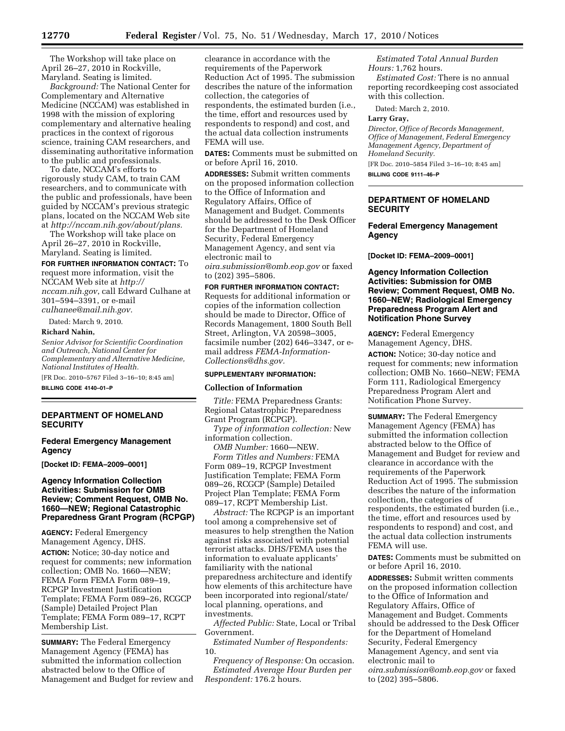The Workshop will take place on April 26–27, 2010 in Rockville, Maryland. Seating is limited.

*Background:* The National Center for Complementary and Alternative Medicine (NCCAM) was established in 1998 with the mission of exploring complementary and alternative healing practices in the context of rigorous science, training CAM researchers, and disseminating authoritative information to the public and professionals.

To date, NCCAM's efforts to rigorously study CAM, to train CAM researchers, and to communicate with the public and professionals, have been guided by NCCAM's previous strategic plans, located on the NCCAM Web site at *http://nccam.nih.gov/about/plans.*

The Workshop will take place on April 26–27, 2010 in Rockville, Maryland. Seating is limited.

**FOR FURTHER INFORMATION CONTACT:** To request more information, visit the NCCAM Web site at *http://nccam.nih.gov*, call Edward Culhane at 301–594–3391, or e-mail *culhanee@mail.nih.gov.*

Dated: March 9, 2010.

**Richard Nahin,**

*Senior Advisor for Scientific Coordination and Outreach, National Center for Complementary and Alternative Medicine, National Institutes of Health.*

[FR Doc. 2010–5767 Filed 3–16–10; 8:45 am]

**BILLING CODE 4140–01–P**

## DEPARTMENT OF HOMELAND SECURITY

### Federal Emergency Management Agency

**[Docket ID: FEMA–2009–0001]**

### Agency Information Collection Activities: Submission for OMB Review; Comment Request, OMB No. 1660—NEW; Regional Catastrophic Preparedness Grant Program (RCPGP)

**AGENCY:** Federal Emergency Management Agency, DHS.

**ACTION:** Notice; 30-day notice and request for comments; new information collection; OMB No. 1660—NEW; FEMA Form FEMA Form 089–19, RCPGP Investment Justification Template; FEMA Form 089–26, RCGCP (Sample) Detailed Project Plan Template; FEMA Form 089–17, RCPT Membership List.

**SUMMARY:** The Federal Emergency Management Agency (FEMA) has submitted the information collection abstracted below to the Office of Management and Budget for review and clearance in accordance with the requirements of the Paperwork Reduction Act of 1995. The submission describes the nature of the information collection, the categories of respondents, the estimated burden (i.e., the time, effort and resources used by respondents to respond) and cost, and the actual data collection instruments FEMA will use.

**DATES:** Comments must be submitted on or before April 16, 2010.

**ADDRESSES:** Submit written comments on the proposed information collection to the Office of Information and Regulatory Affairs, Office of Management and Budget. Comments should be addressed to the Desk Officer for the Department of Homeland Security, Federal Emergency Management Agency, and sent via electronic mail to *oira.submission@omb.eop.gov* or faxed to (202) 395–5806.

**FOR FURTHER INFORMATION CONTACT:** Requests for additional information or copies of the information collection should be made to Director, Office of Records Management, 1800 South Bell Street, Arlington, VA 20598–3005, facsimile number (202) 646–3347, or e-mail address *FEMA-Information-Collections@dhs.gov.*

**SUPPLEMENTARY INFORMATION:**

**Collection of Information**

*Title:* FEMA Preparedness Grants: Regional Catastrophic Preparedness Grant Program (RCPGP).

*Type of information collection:* New information collection.

*OMB Number:* 1660—NEW.

*Form Titles and Numbers:* FEMA Form 089–19, RCPGP Investment Justification Template; FEMA Form 089–26, RCGCP (Sample) Detailed Project Plan Template; FEMA Form 089–17, RCPT Membership List.

*Abstract:* The RCPGP is an important tool among a comprehensive set of measures to help strengthen the Nation against risks associated with potential terrorist attacks. DHS/FEMA uses the information to evaluate applicants' familiarity with the national preparedness architecture and identify how elements of this architecture have been incorporated into regional/state/local planning, operations, and investments.

*Affected Public:* State, Local or Tribal Government.

*Estimated Number of Respondents:* 10.

*Frequency of Response:* On occasion.

*Estimated Average Hour Burden per Respondent:* 176.2 hours.

*Estimated Total Annual Burden Hours:* 1,762 hours.

*Estimated Cost:* There is no annual reporting recordkeeping cost associated with this collection.

Dated: March 2, 2010.

**Larry Gray,**

*Director, Office of Records Management, Office of Management, Federal Emergency Management Agency, Department of Homeland Security.*

[FR Doc. 2010–5854 Filed 3–16–10; 8:45 am]

**BILLING CODE 9111–46–P**

## DEPARTMENT OF HOMELAND SECURITY

### Federal Emergency Management Agency

**[Docket ID: FEMA–2009–0001]**

### Agency Information Collection Activities: Submission for OMB Review; Comment Request, OMB No. 1660–NEW; Radiological Emergency Preparedness Program Alert and Notification Phone Survey

**AGENCY:** Federal Emergency Management Agency, DHS.

**ACTION:** Notice; 30-day notice and request for comments; new information collection; OMB No. 1660–NEW; FEMA Form 111, Radiological Emergency Preparedness Program Alert and Notification Phone Survey.

**SUMMARY:** The Federal Emergency Management Agency (FEMA) has submitted the information collection abstracted below to the Office of Management and Budget for review and clearance in accordance with the requirements of the Paperwork Reduction Act of 1995. The submission describes the nature of the information collection, the categories of respondents, the estimated burden (i.e., the time, effort and resources used by respondents to respond) and cost, and the actual data collection instruments FEMA will use.

**DATES:** Comments must be submitted on or before April 16, 2010.

**ADDRESSES:** Submit written comments on the proposed information collection to the Office of Information and Regulatory Affairs, Office of Management and Budget. Comments should be addressed to the Desk Officer for the Department of Homeland Security, Federal Emergency Management Agency, and sent via electronic mail to *oira.submission@omb.eop.gov* or faxed to (202) 395–5806.